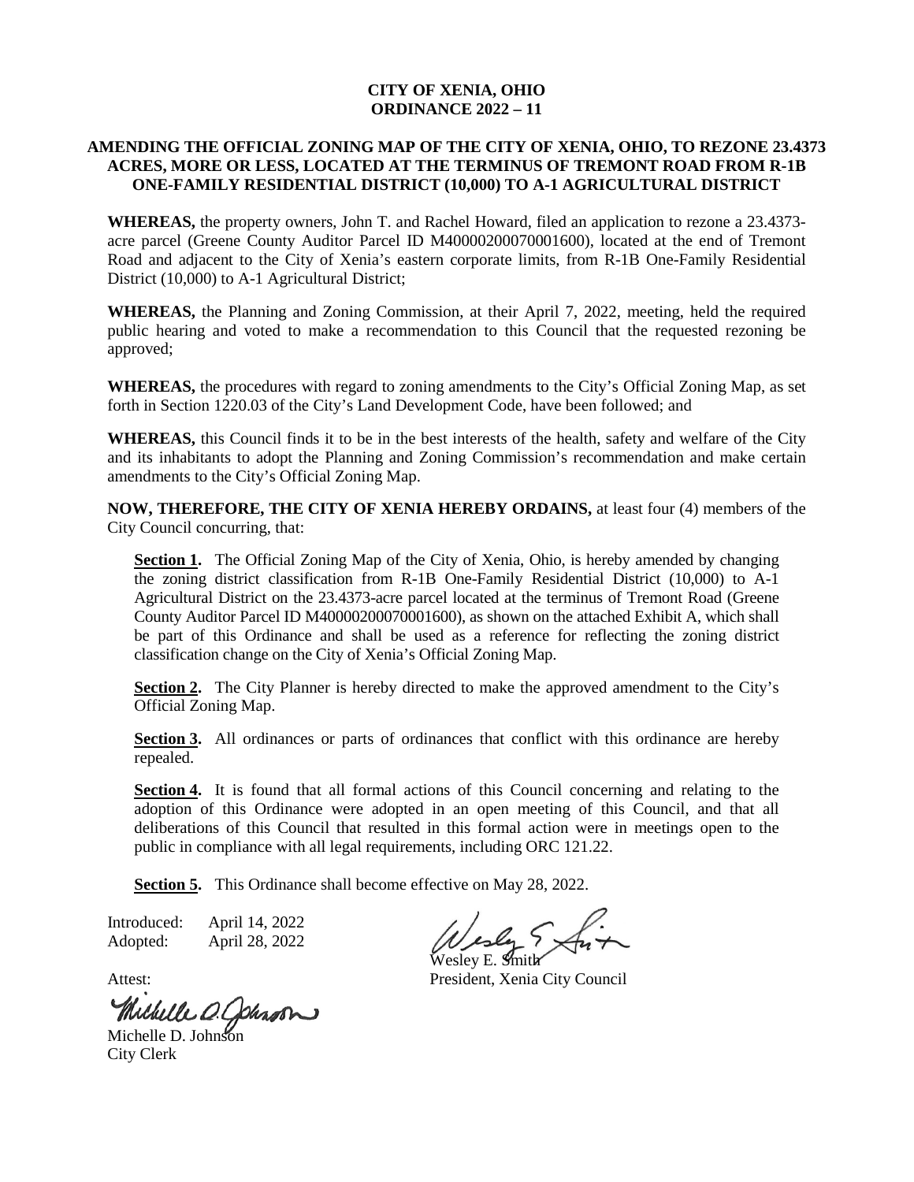**CITY OF XENIA, OHIO**
**ORDINANCE 2022 – 11**

**AMENDING THE OFFICIAL ZONING MAP OF THE CITY OF XENIA, OHIO, TO REZONE 23.4373 ACRES, MORE OR LESS, LOCATED AT THE TERMINUS OF TREMONT ROAD FROM R-1B ONE-FAMILY RESIDENTIAL DISTRICT (10,000) TO A-1 AGRICULTURAL DISTRICT**

**WHEREAS,** the property owners, John T. and Rachel Howard, filed an application to rezone a 23.4373-acre parcel (Greene County Auditor Parcel ID M40000200070001600), located at the end of Tremont Road and adjacent to the City of Xenia's eastern corporate limits, from R-1B One-Family Residential District (10,000) to A-1 Agricultural District;

**WHEREAS,** the Planning and Zoning Commission, at their April 7, 2022, meeting, held the required public hearing and voted to make a recommendation to this Council that the requested rezoning be approved;

**WHEREAS,** the procedures with regard to zoning amendments to the City's Official Zoning Map, as set forth in Section 1220.03 of the City's Land Development Code, have been followed; and

**WHEREAS,** this Council finds it to be in the best interests of the health, safety and welfare of the City and its inhabitants to adopt the Planning and Zoning Commission's recommendation and make certain amendments to the City's Official Zoning Map.

**NOW, THEREFORE, THE CITY OF XENIA HEREBY ORDAINS,** at least four (4) members of the City Council concurring, that:

**Section 1.** The Official Zoning Map of the City of Xenia, Ohio, is hereby amended by changing the zoning district classification from R-1B One-Family Residential District (10,000) to A-1 Agricultural District on the 23.4373-acre parcel located at the terminus of Tremont Road (Greene County Auditor Parcel ID M40000200070001600), as shown on the attached Exhibit A, which shall be part of this Ordinance and shall be used as a reference for reflecting the zoning district classification change on the City of Xenia's Official Zoning Map.

**Section 2.** The City Planner is hereby directed to make the approved amendment to the City's Official Zoning Map.

**Section 3.** All ordinances or parts of ordinances that conflict with this ordinance are hereby repealed.

**Section 4.** It is found that all formal actions of this Council concerning and relating to the adoption of this Ordinance were adopted in an open meeting of this Council, and that all deliberations of this Council that resulted in this formal action were in meetings open to the public in compliance with all legal requirements, including ORC 121.22.

**Section 5.** This Ordinance shall become effective on May 28, 2022.

Introduced: April 14, 2022
Adopted: April 28, 2022

Wesley E. Smith
President, Xenia City Council

Attest:

Michelle D. Johnson
City Clerk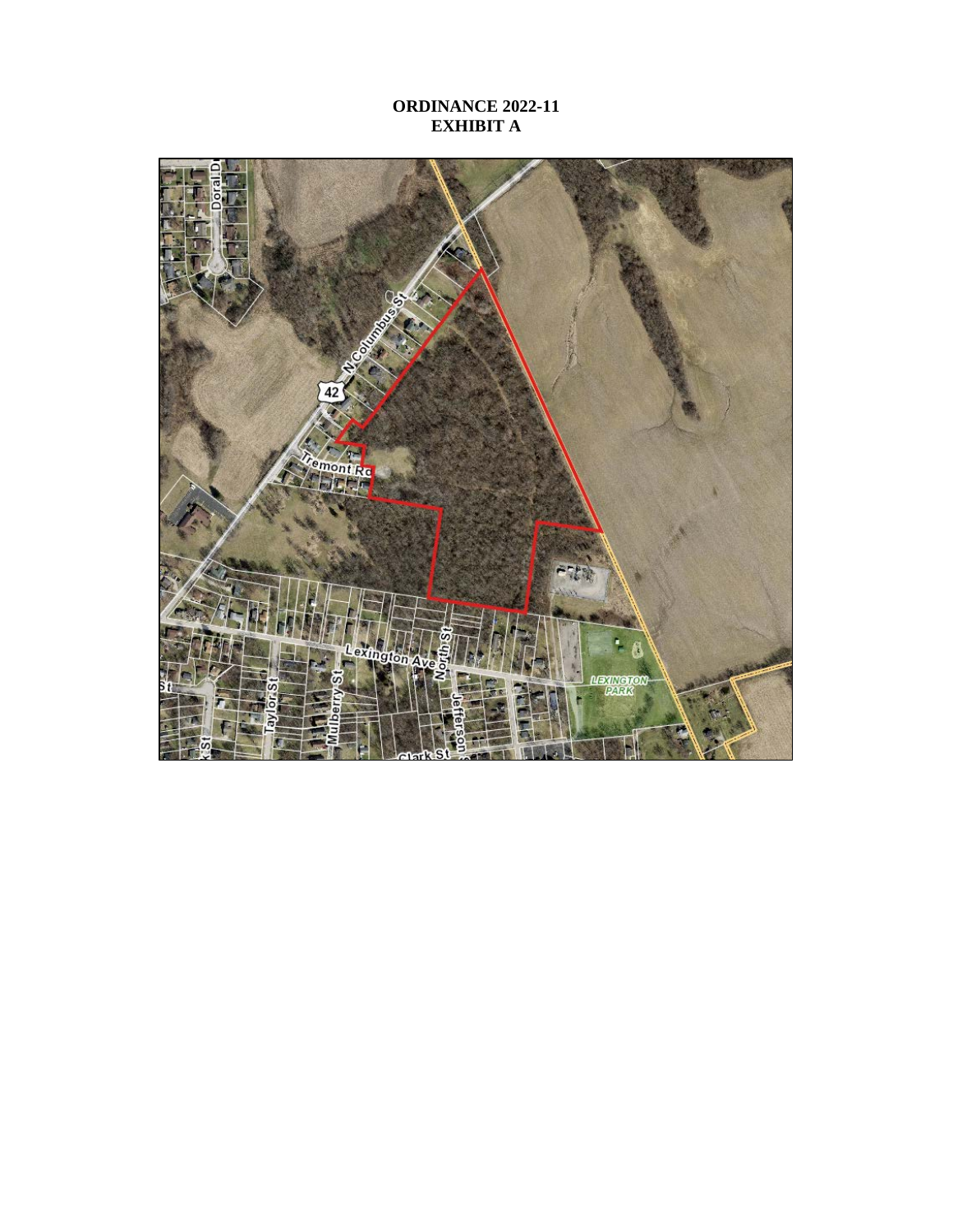**ORDINANCE 2022-11**
**EXHIBIT A**